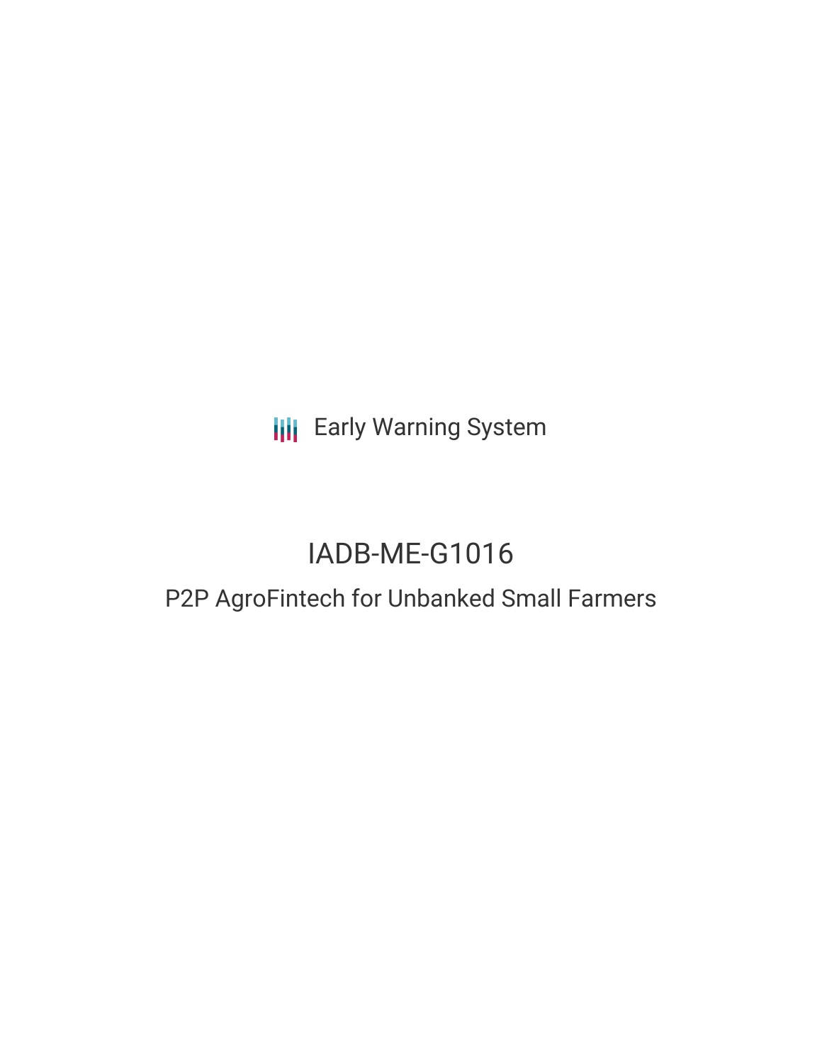Early Warning System

# IADB-ME-G1016

## P2P AgroFintech for Unbanked Small Farmers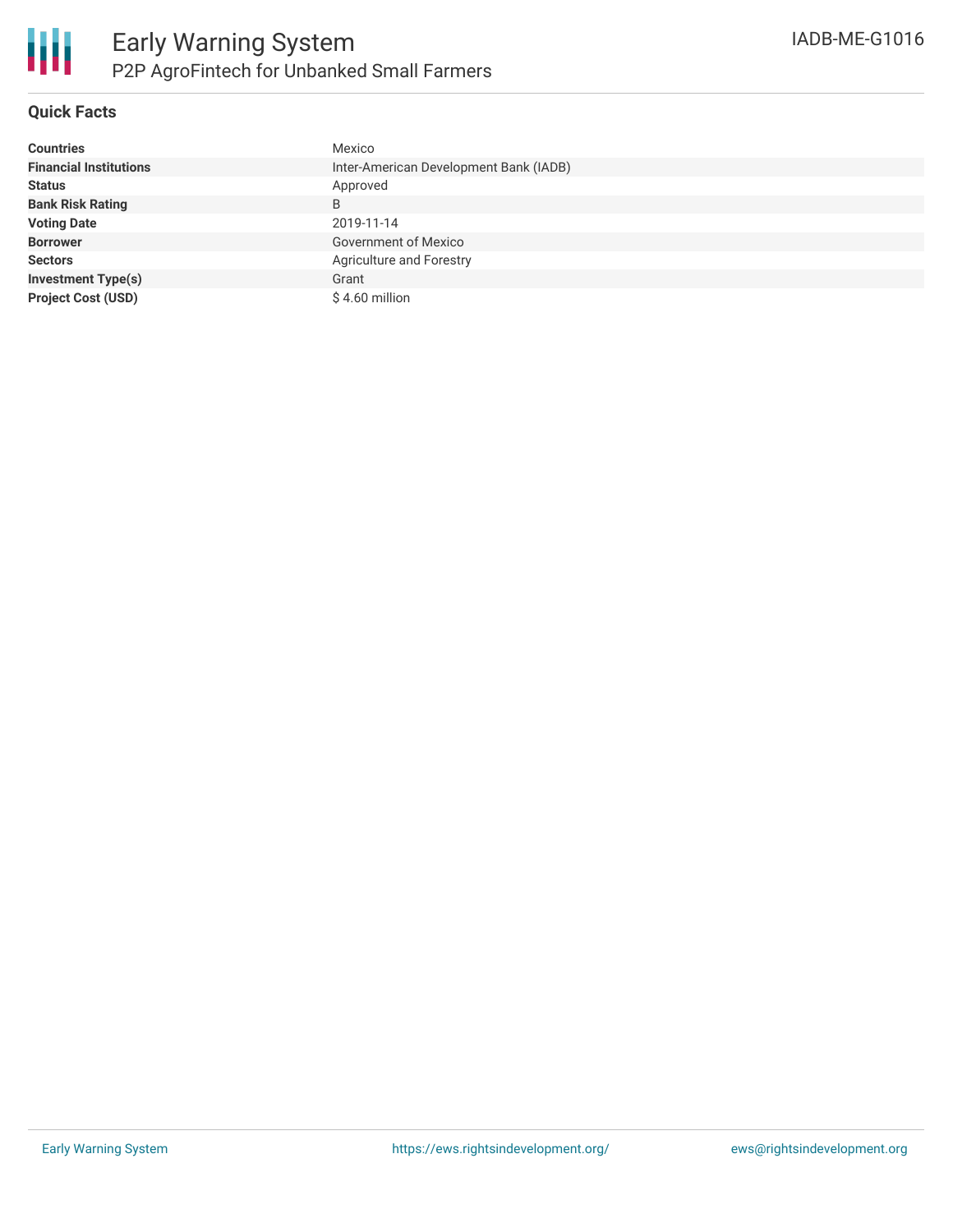# Early Warning System

## P2P AgroFintech for Unbanked Small Farmers

IADB-ME-G1016

### Quick Facts

| | |
|---|---|
| **Countries** | Mexico |
| **Financial Institutions** | Inter-American Development Bank (IADB) |
| **Status** | Approved |
| **Bank Risk Rating** | B |
| **Voting Date** | 2019-11-14 |
| **Borrower** | Government of Mexico |
| **Sectors** | Agriculture and Forestry |
| **Investment Type(s)** | Grant |
| **Project Cost (USD)** | $ 4.60 million |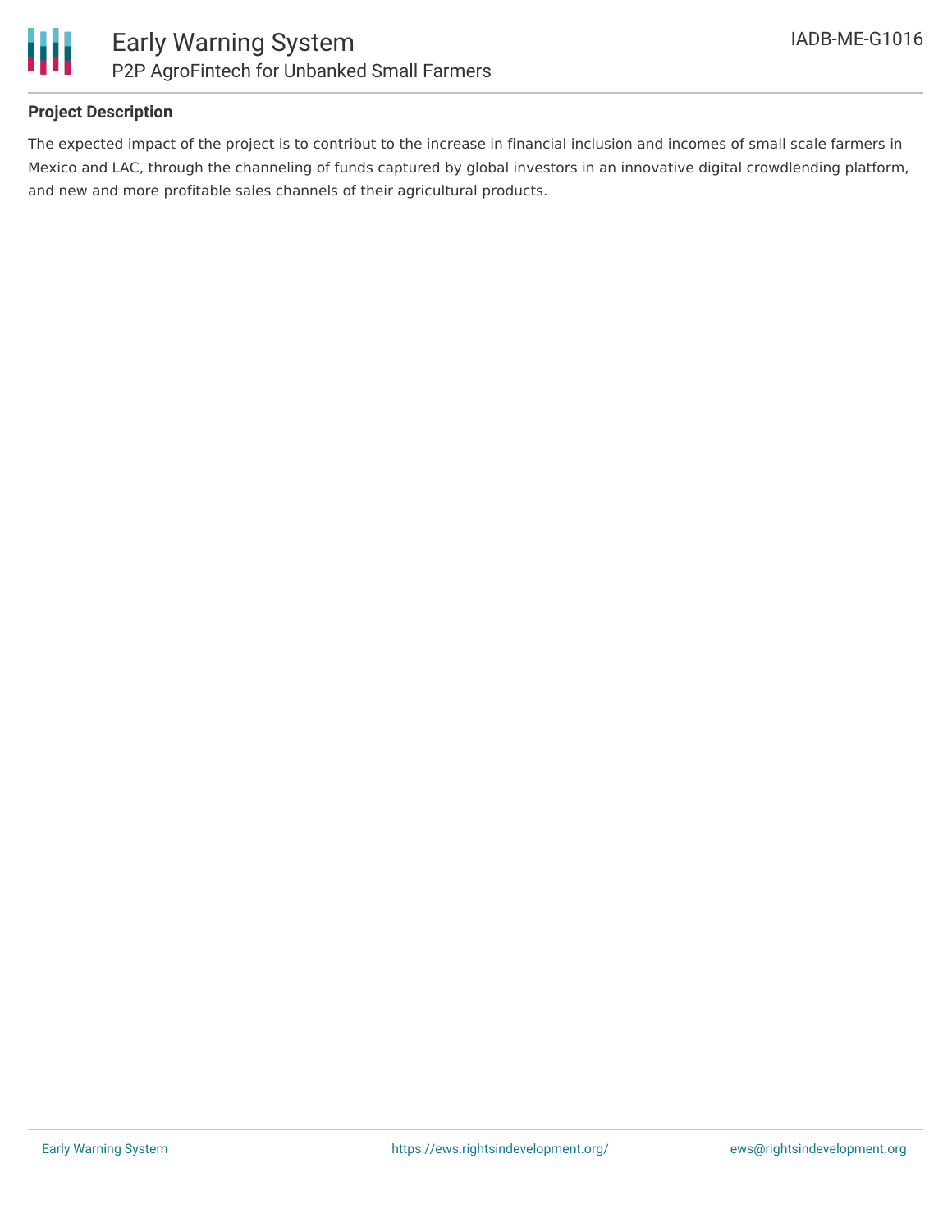## Project Description

The expected impact of the project is to contribut to the increase in financial inclusion and incomes of small scale farmers in Mexico and LAC, through the channeling of funds captured by global investors in an innovative digital crowdlending platform, and new and more profitable sales channels of their agricultural products.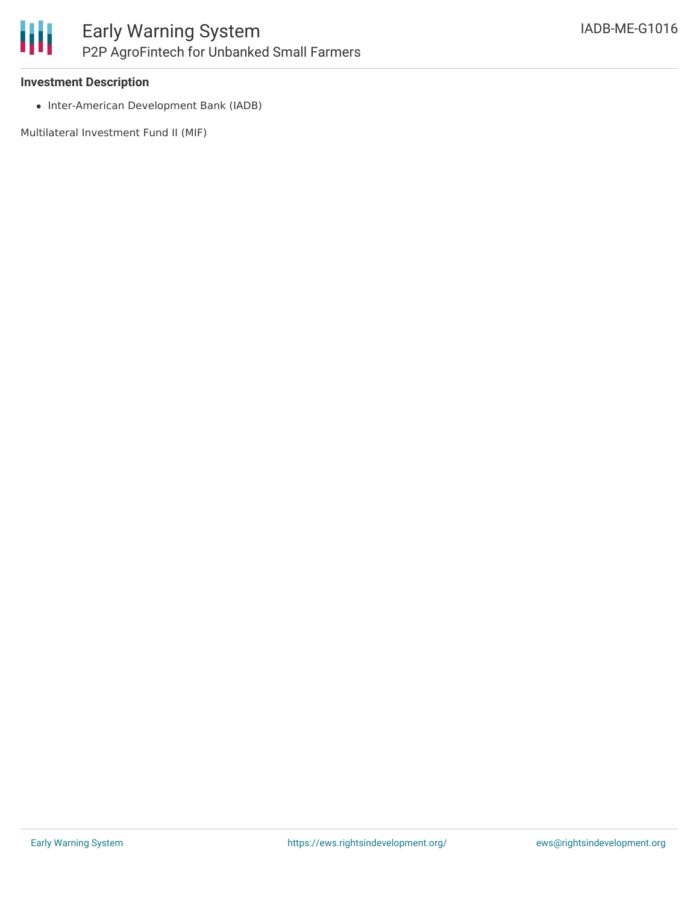### Investment Description

- Inter-American Development Bank (IADB)

Multilateral Investment Fund II (MIF)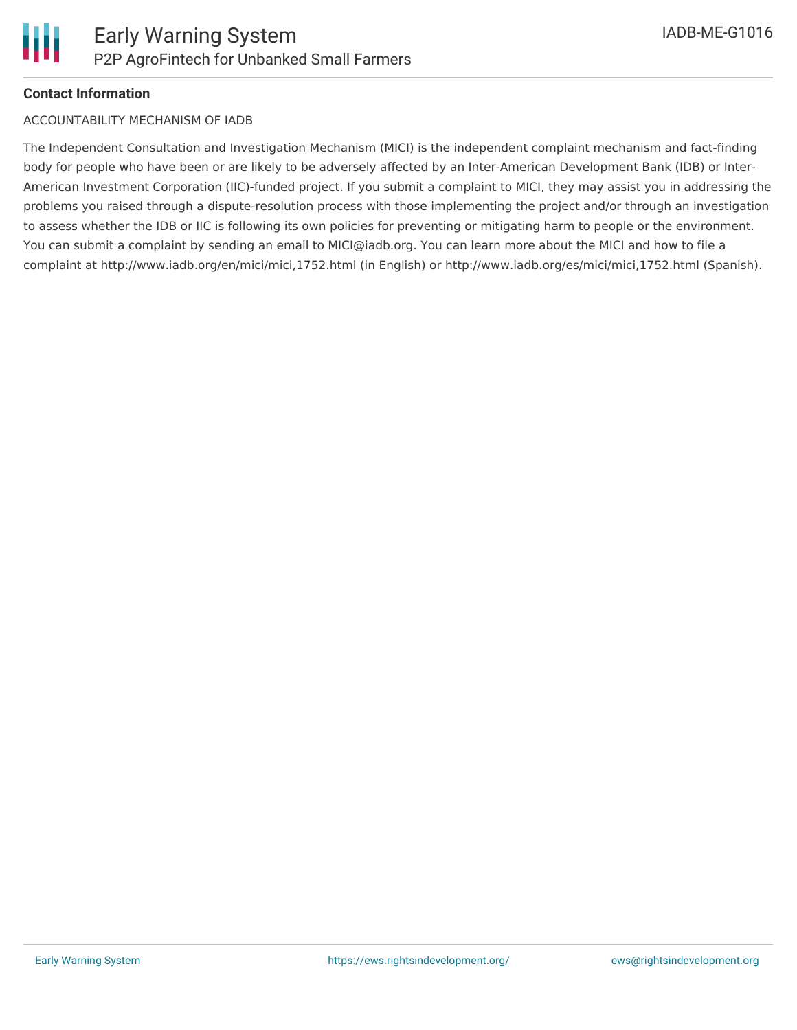**Contact Information**

ACCOUNTABILITY MECHANISM OF IADB

The Independent Consultation and Investigation Mechanism (MICI) is the independent complaint mechanism and fact-finding body for people who have been or are likely to be adversely affected by an Inter-American Development Bank (IDB) or Inter-American Investment Corporation (IIC)-funded project. If you submit a complaint to MICI, they may assist you in addressing the problems you raised through a dispute-resolution process with those implementing the project and/or through an investigation to assess whether the IDB or IIC is following its own policies for preventing or mitigating harm to people or the environment. You can submit a complaint by sending an email to MICI@iadb.org. You can learn more about the MICI and how to file a complaint at http://www.iadb.org/en/mici/mici,1752.html (in English) or http://www.iadb.org/es/mici/mici,1752.html (Spanish).